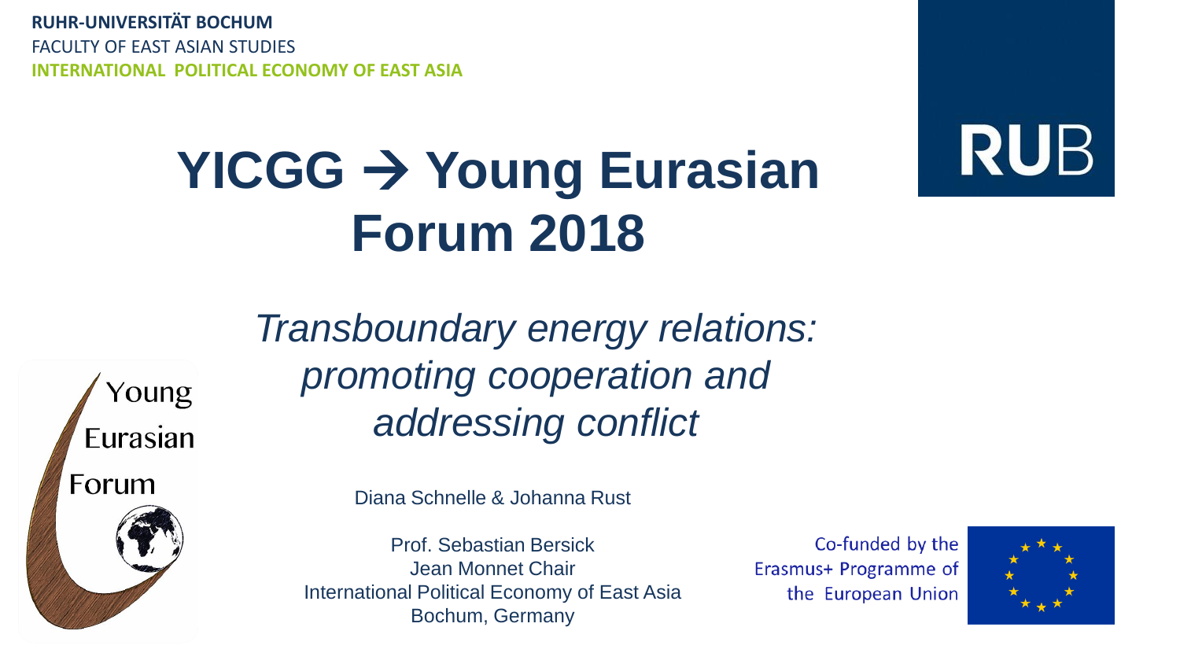**RUHR-UNIVERSITÄT BOCHUM**
FACULTY OF EAST ASIAN STUDIES
**INTERNATIONAL POLITICAL ECONOMY OF EAST ASIA**

RUB

# YICGG → Young Eurasian Forum 2018

*Transboundary energy relations: promoting cooperation and addressing conflict*

Young Eurasian Forum

Diana Schnelle & Johanna Rust

Prof. Sebastian Bersick
Jean Monnet Chair
International Political Economy of East Asia
Bochum, Germany

Co-funded by the Erasmus+ Programme of the European Union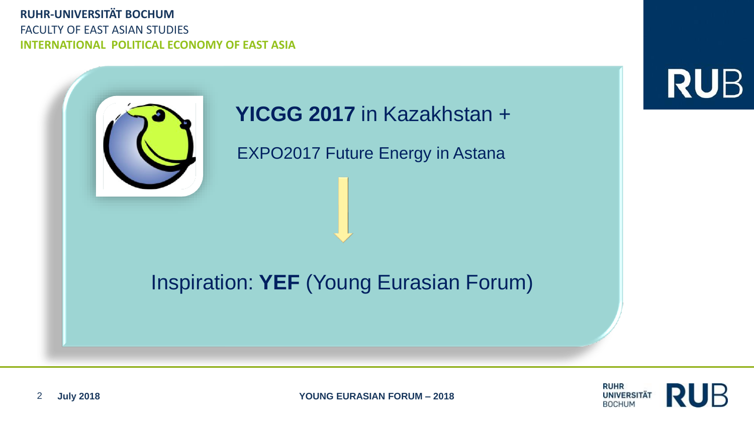**YICCG 2017** in Kazakhstan +

EXPO2017 Future Energy in Astana

Inspiration: **YEF** (Young Eurasian Forum)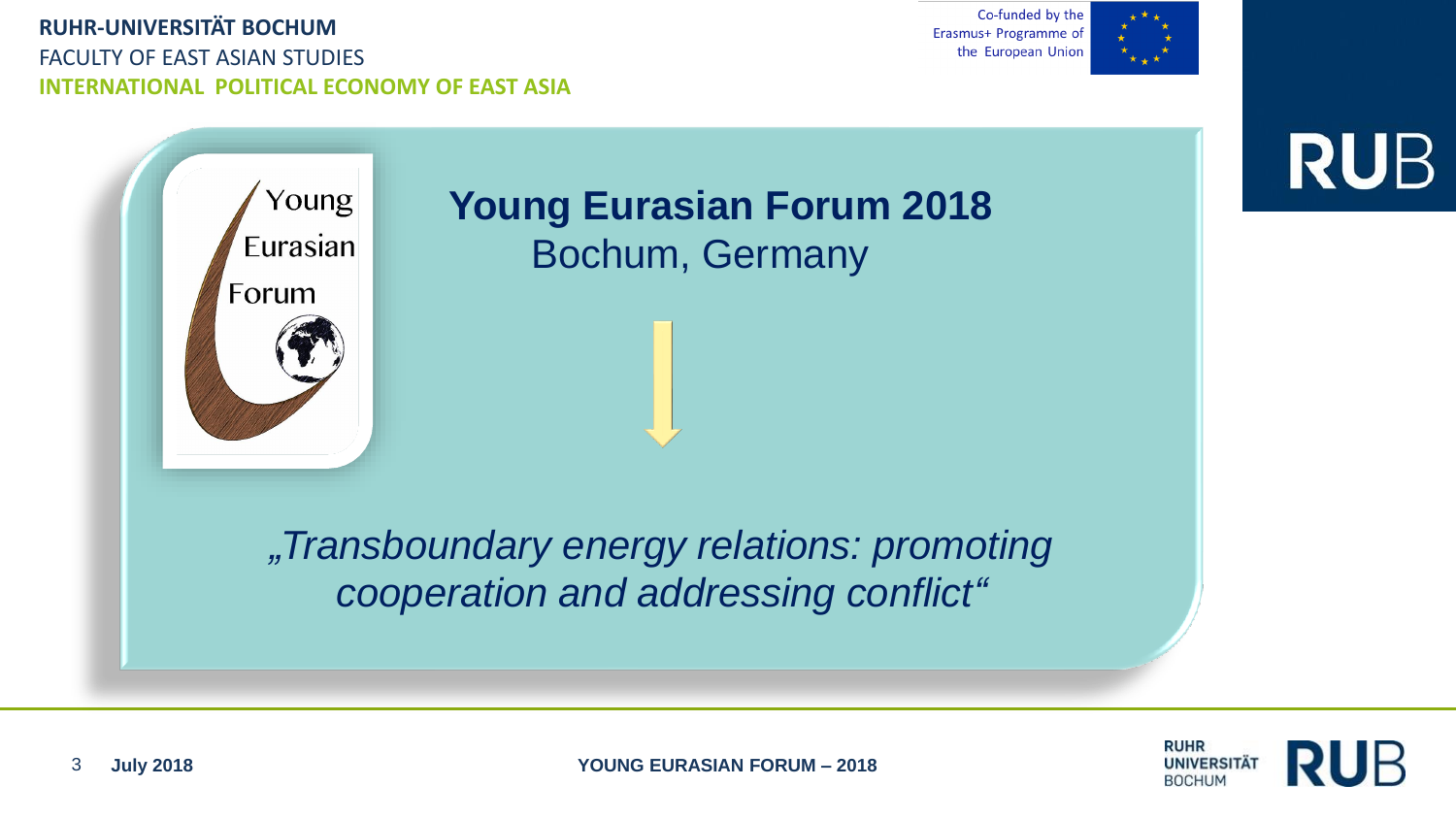**RUHR-UNIVERSITÄT BOCHUM**
FACULTY OF EAST ASIAN STUDIES
**INTERNATIONAL POLITICAL ECONOMY OF EAST ASIA**

Co-funded by the Erasmus+ Programme of the European Union

Young Eurasian Forum

# Young Eurasian Forum 2018

## Bochum, Germany

*„Transboundary energy relations: promoting cooperation and addressing conflict“*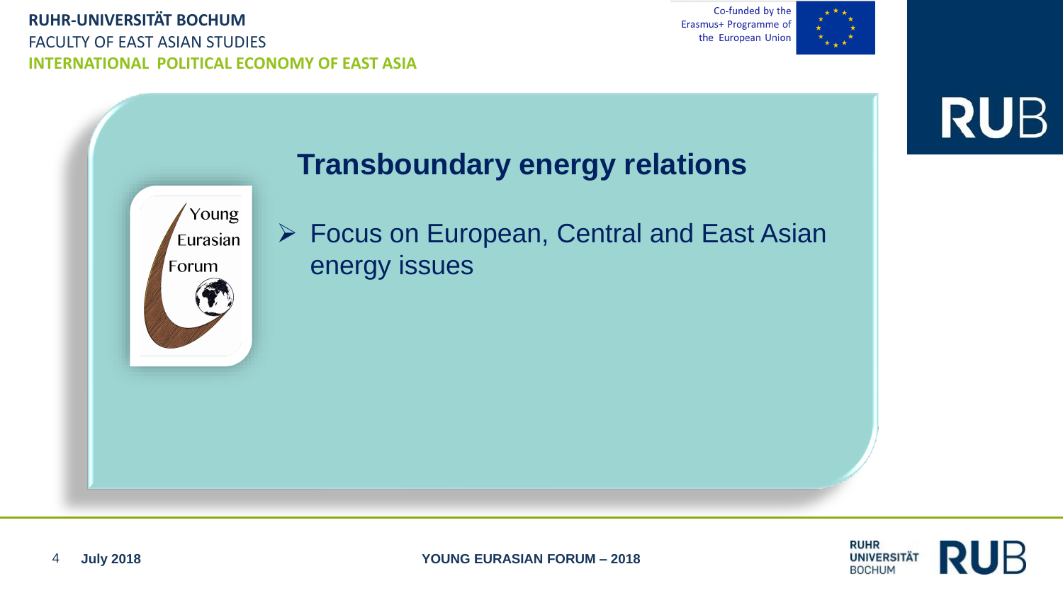## Transboundary energy relations

- Focus on European, Central and East Asian energy issues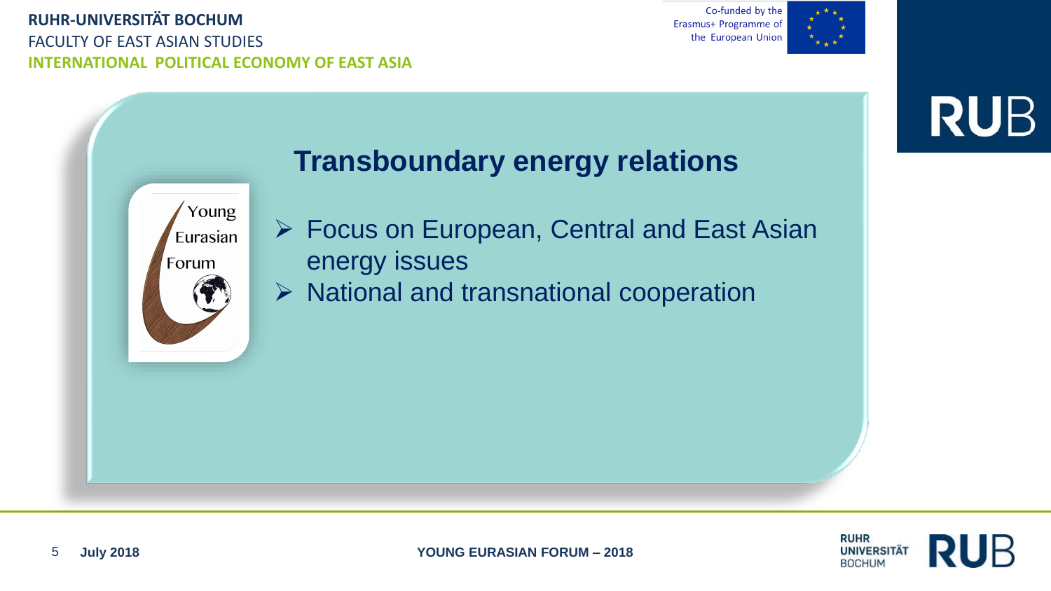## Transboundary energy relations

- Focus on European, Central and East Asian energy issues
- National and transnational cooperation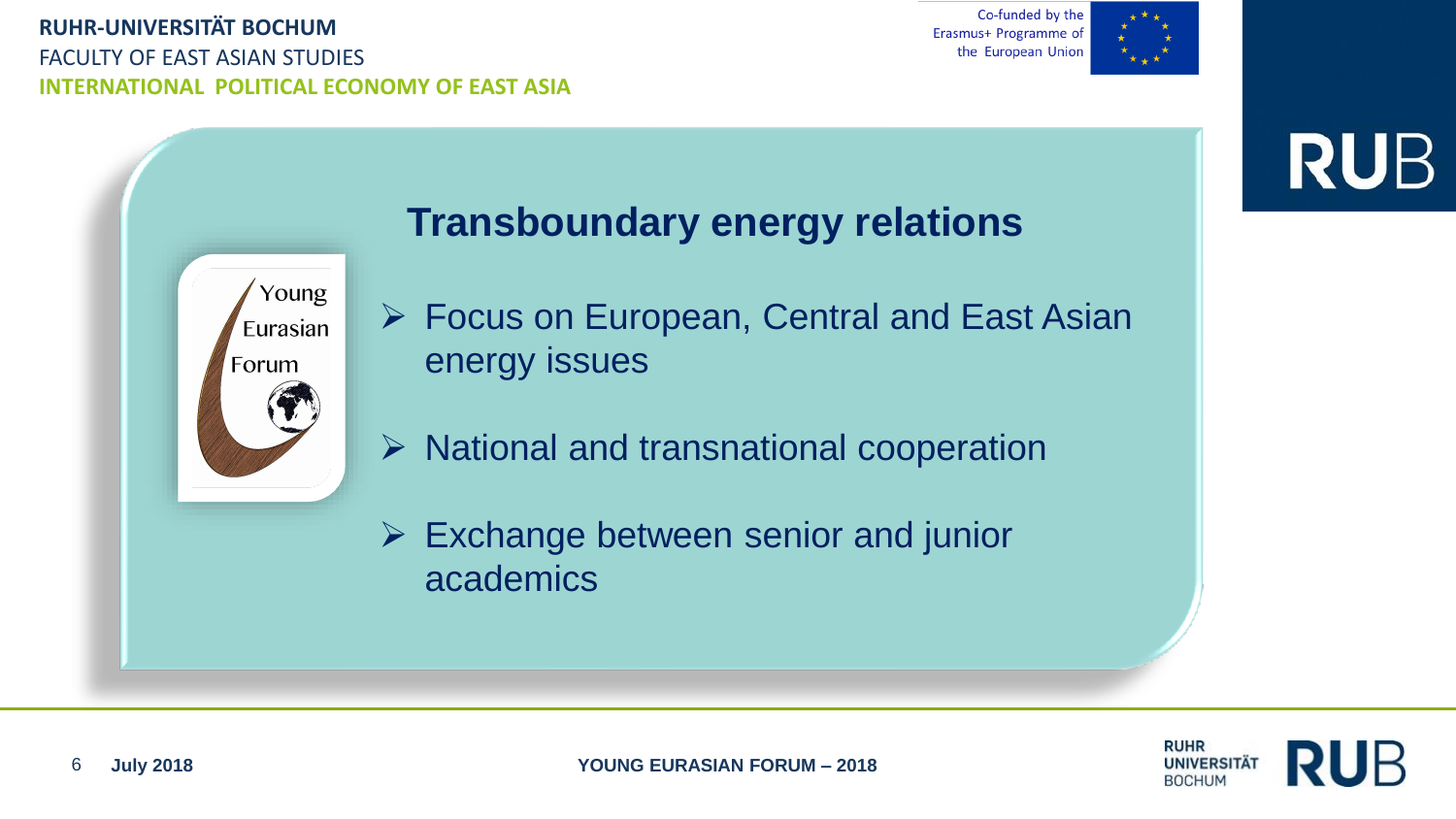# Transboundary energy relations

- Focus on European, Central and East Asian energy issues
- National and transnational cooperation
- Exchange between senior and junior academics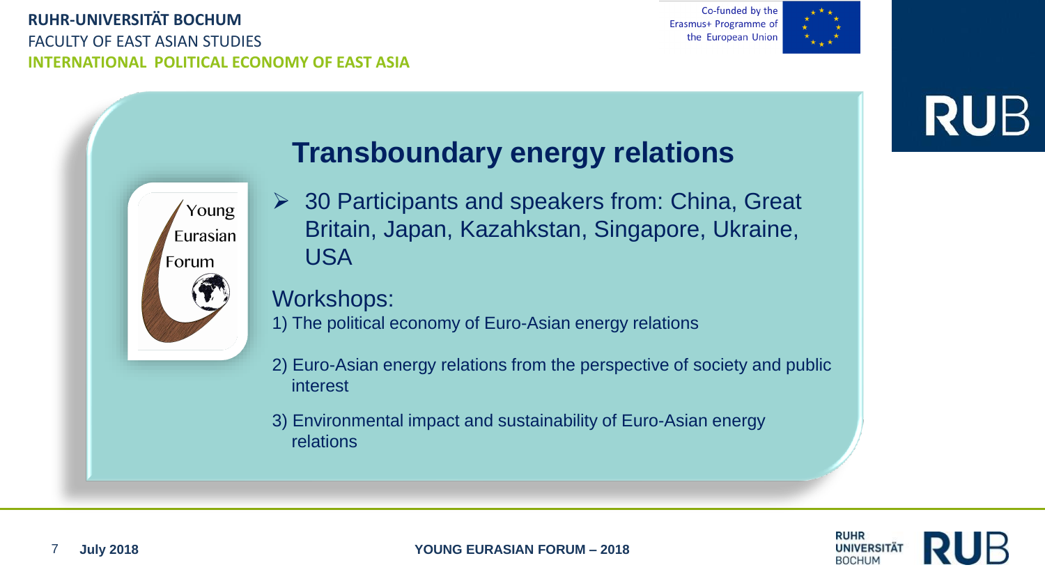# Transboundary energy relations

- 30 Participants and speakers from: China, Great Britain, Japan, Kazahkstan, Singapore, Ukraine, USA

Workshops:

1) The political economy of Euro-Asian energy relations

2) Euro-Asian energy relations from the perspective of society and public interest

3) Environmental impact and sustainability of Euro-Asian energy relations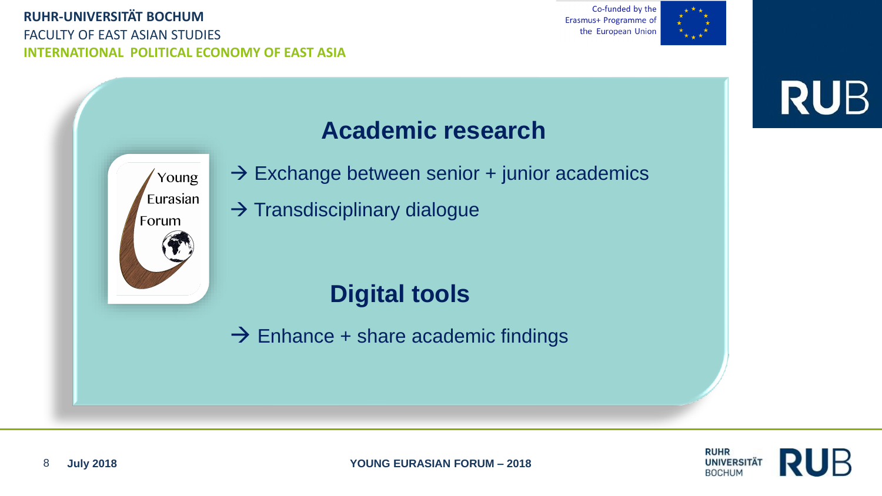## Academic research

→ Exchange between senior + junior academics

→ Transdisciplinary dialogue

## Digital tools

→ Enhance + share academic findings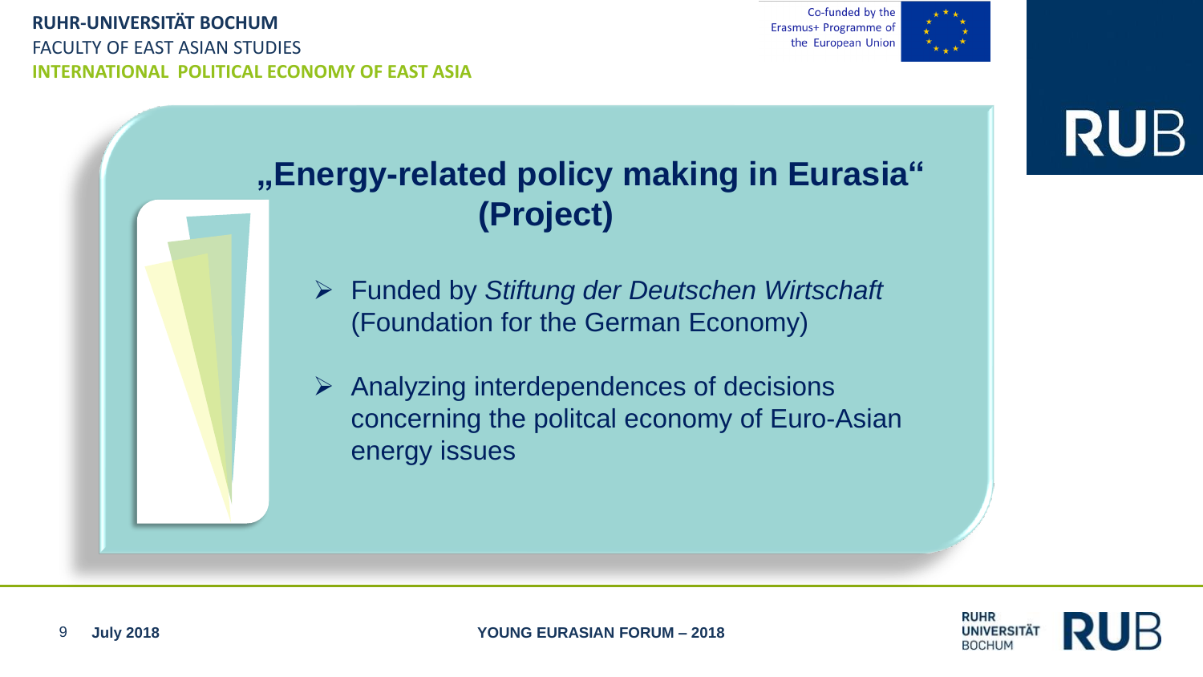# „Energy-related policy making in Eurasia“ (Project)

- Funded by *Stiftung der Deutschen Wirtschaft* (Foundation for the German Economy)
- Analyzing interdependences of decisions concerning the politcal economy of Euro-Asian energy issues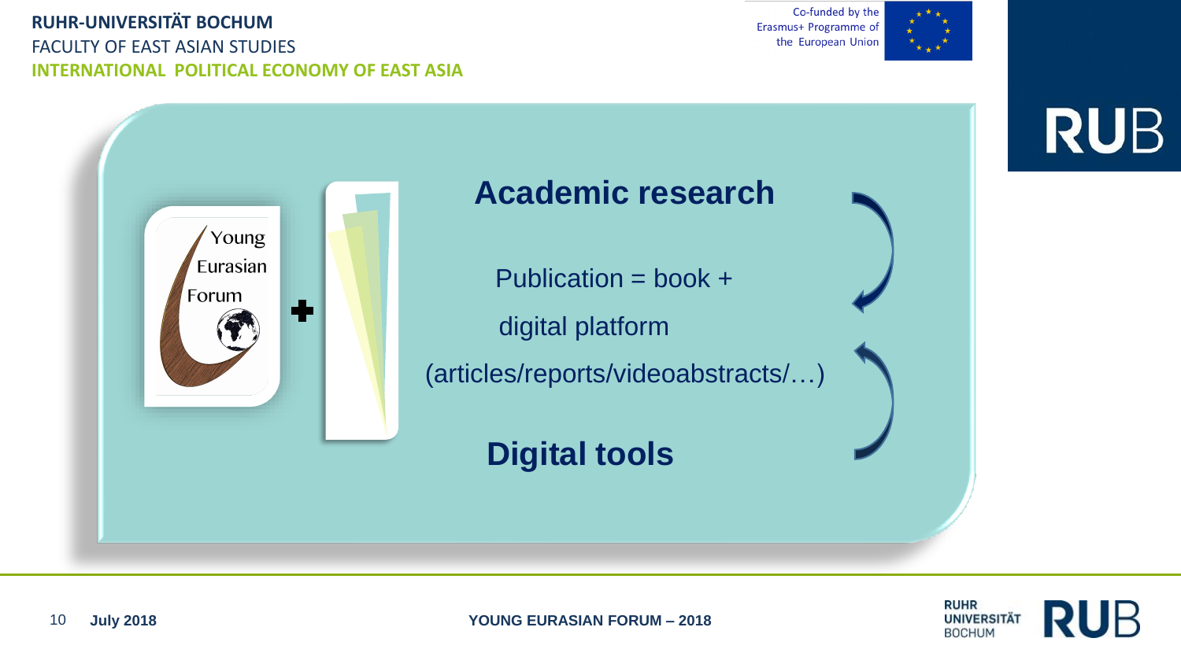## Academic research

Publication = book +

digital platform

(articles/reports/videoabstracts/…)

## Digital tools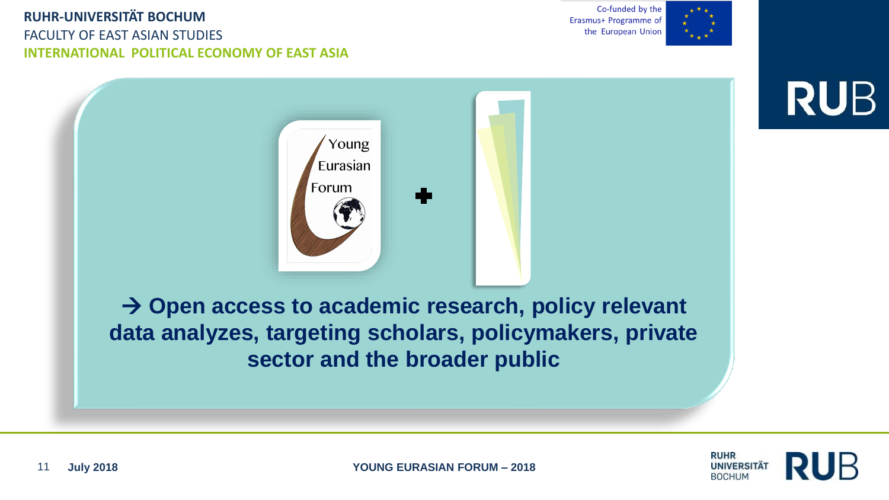Young Eurasian Forum

→ **Open access to academic research, policy relevant data analyzes, targeting scholars, policymakers, private sector and the broader public**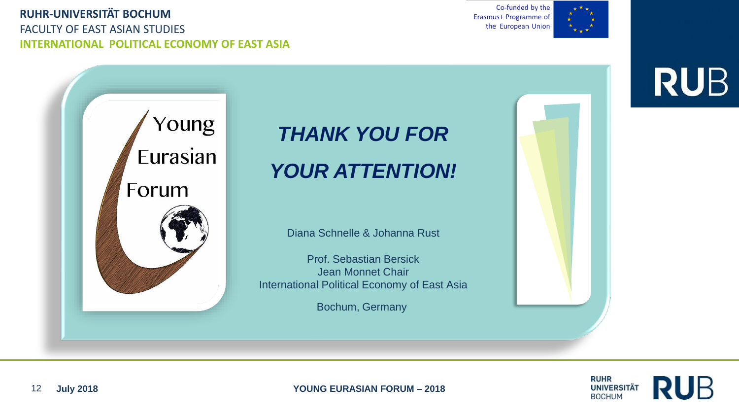# *THANK YOU FOR YOUR ATTENTION!*

Diana Schnelle & Johanna Rust

Prof. Sebastian Bersick
Jean Monnet Chair
International Political Economy of East Asia

Bochum, Germany